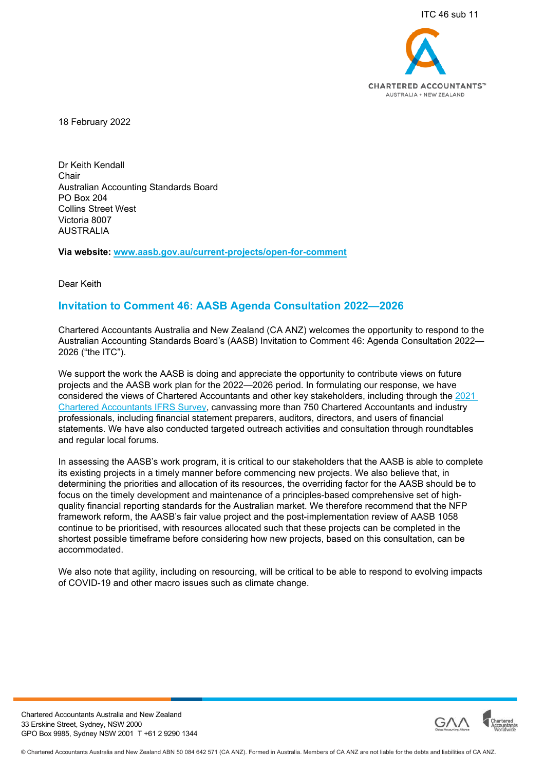ITC 46 sub 11

18 February 2022

Dr Keith Kendall
Chair
Australian Accounting Standards Board
PO Box 204
Collins Street West
Victoria 8007
AUSTRALIA

**Via website: www.aasb.gov.au/current-projects/open-for-comment**

Dear Keith

## Invitation to Comment 46: AASB Agenda Consultation 2022—2026

Chartered Accountants Australia and New Zealand (CA ANZ) welcomes the opportunity to respond to the Australian Accounting Standards Board's (AASB) Invitation to Comment 46: Agenda Consultation 2022—2026 ("the ITC").

We support the work the AASB is doing and appreciate the opportunity to contribute views on future projects and the AASB work plan for the 2022—2026 period. In formulating our response, we have considered the views of Chartered Accountants and other key stakeholders, including through the 2021 Chartered Accountants IFRS Survey, canvassing more than 750 Chartered Accountants and industry professionals, including financial statement preparers, auditors, directors, and users of financial statements. We have also conducted targeted outreach activities and consultation through roundtables and regular local forums.

In assessing the AASB's work program, it is critical to our stakeholders that the AASB is able to complete its existing projects in a timely manner before commencing new projects. We also believe that, in determining the priorities and allocation of its resources, the overriding factor for the AASB should be to focus on the timely development and maintenance of a principles-based comprehensive set of high-quality financial reporting standards for the Australian market. We therefore recommend that the NFP framework reform, the AASB's fair value project and the post-implementation review of AASB 1058 continue to be prioritised, with resources allocated such that these projects can be completed in the shortest possible timeframe before considering how new projects, based on this consultation, can be accommodated.

We also note that agility, including on resourcing, will be critical to be able to respond to evolving impacts of COVID-19 and other macro issues such as climate change.

Chartered Accountants Australia and New Zealand
33 Erskine Street, Sydney, NSW 2000
GPO Box 9985, Sydney NSW 2001 T +61 2 9290 1344

© Chartered Accountants Australia and New Zealand ABN 50 084 642 571 (CA ANZ). Formed in Australia. Members of CA ANZ are not liable for the debts and liabilities of CA ANZ.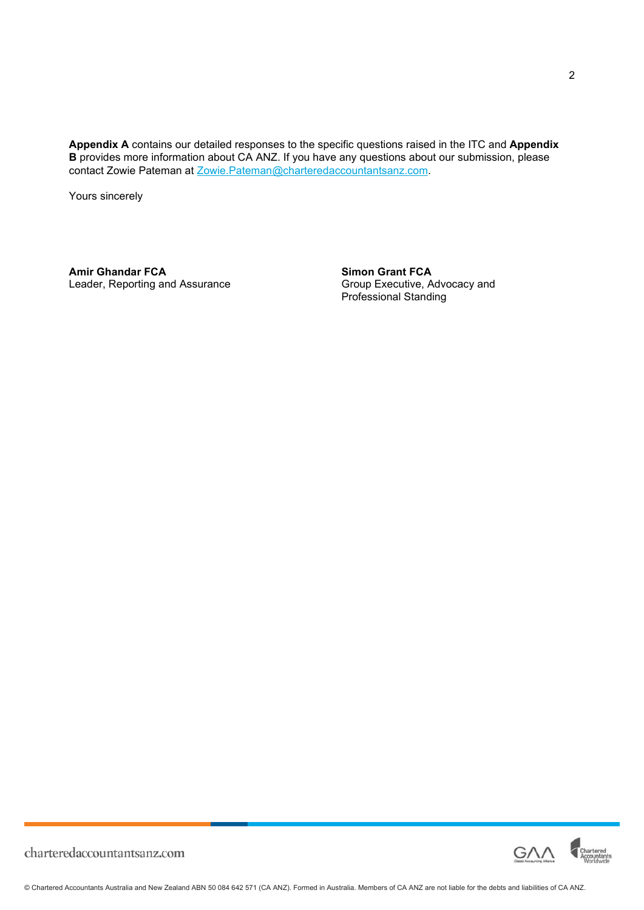**Appendix A** contains our detailed responses to the specific questions raised in the ITC and **Appendix B** provides more information about CA ANZ. If you have any questions about our submission, please contact Zowie Pateman at Zowie.Pateman@charteredaccountantsanz.com.

Yours sincerely

**Amir Ghandar FCA**
Leader, Reporting and Assurance

**Simon Grant FCA**
Group Executive, Advocacy and Professional Standing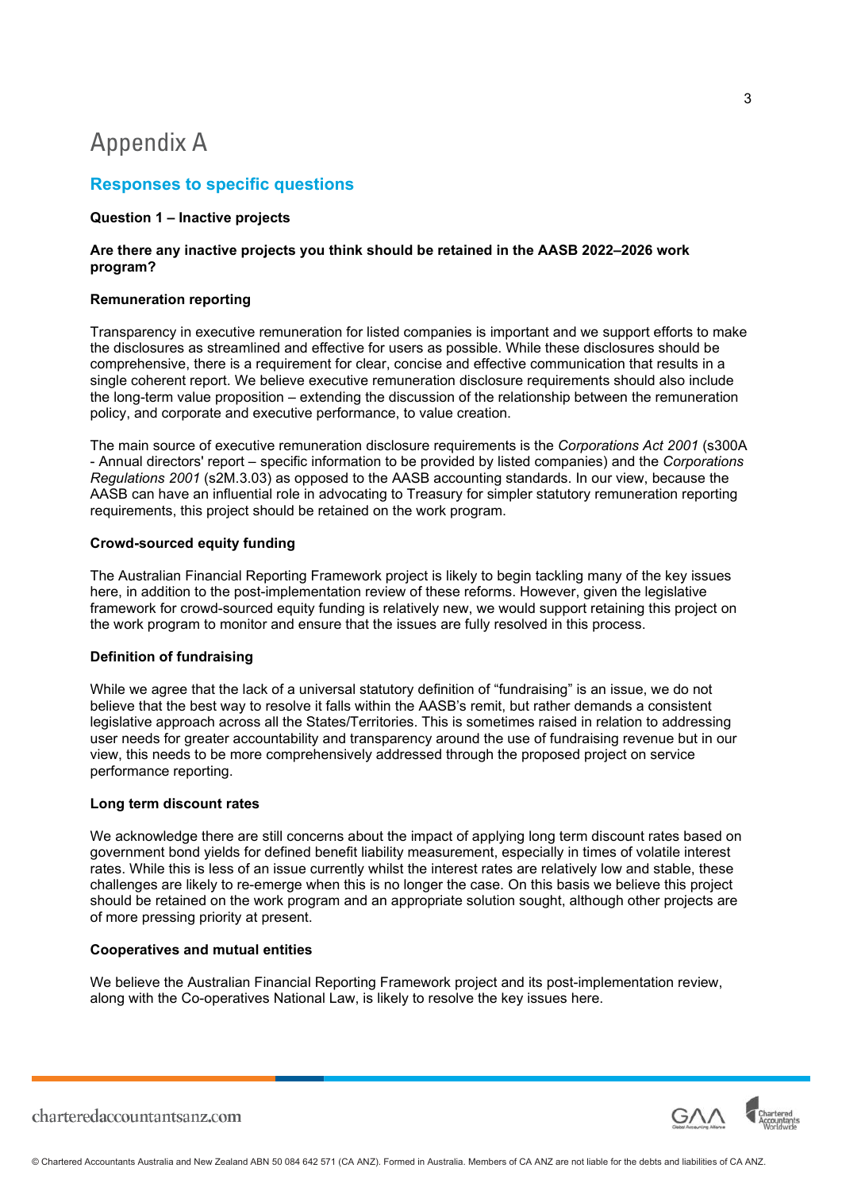# Appendix A

## Responses to specific questions

**Question 1 – Inactive projects**

**Are there any inactive projects you think should be retained in the AASB 2022–2026 work program?**

**Remuneration reporting**

Transparency in executive remuneration for listed companies is important and we support efforts to make the disclosures as streamlined and effective for users as possible. While these disclosures should be comprehensive, there is a requirement for clear, concise and effective communication that results in a single coherent report. We believe executive remuneration disclosure requirements should also include the long-term value proposition – extending the discussion of the relationship between the remuneration policy, and corporate and executive performance, to value creation.

The main source of executive remuneration disclosure requirements is the *Corporations Act 2001* (s300A - Annual directors' report – specific information to be provided by listed companies) and the *Corporations Regulations 2001* (s2M.3.03) as opposed to the AASB accounting standards. In our view, because the AASB can have an influential role in advocating to Treasury for simpler statutory remuneration reporting requirements, this project should be retained on the work program.

**Crowd-sourced equity funding**

The Australian Financial Reporting Framework project is likely to begin tackling many of the key issues here, in addition to the post-implementation review of these reforms. However, given the legislative framework for crowd-sourced equity funding is relatively new, we would support retaining this project on the work program to monitor and ensure that the issues are fully resolved in this process.

**Definition of fundraising**

While we agree that the lack of a universal statutory definition of "fundraising" is an issue, we do not believe that the best way to resolve it falls within the AASB's remit, but rather demands a consistent legislative approach across all the States/Territories. This is sometimes raised in relation to addressing user needs for greater accountability and transparency around the use of fundraising revenue but in our view, this needs to be more comprehensively addressed through the proposed project on service performance reporting.

**Long term discount rates**

We acknowledge there are still concerns about the impact of applying long term discount rates based on government bond yields for defined benefit liability measurement, especially in times of volatile interest rates. While this is less of an issue currently whilst the interest rates are relatively low and stable, these challenges are likely to re-emerge when this is no longer the case. On this basis we believe this project should be retained on the work program and an appropriate solution sought, although other projects are of more pressing priority at present.

**Cooperatives and mutual entities**

We believe the Australian Financial Reporting Framework project and its post-implementation review, along with the Co-operatives National Law, is likely to resolve the key issues here.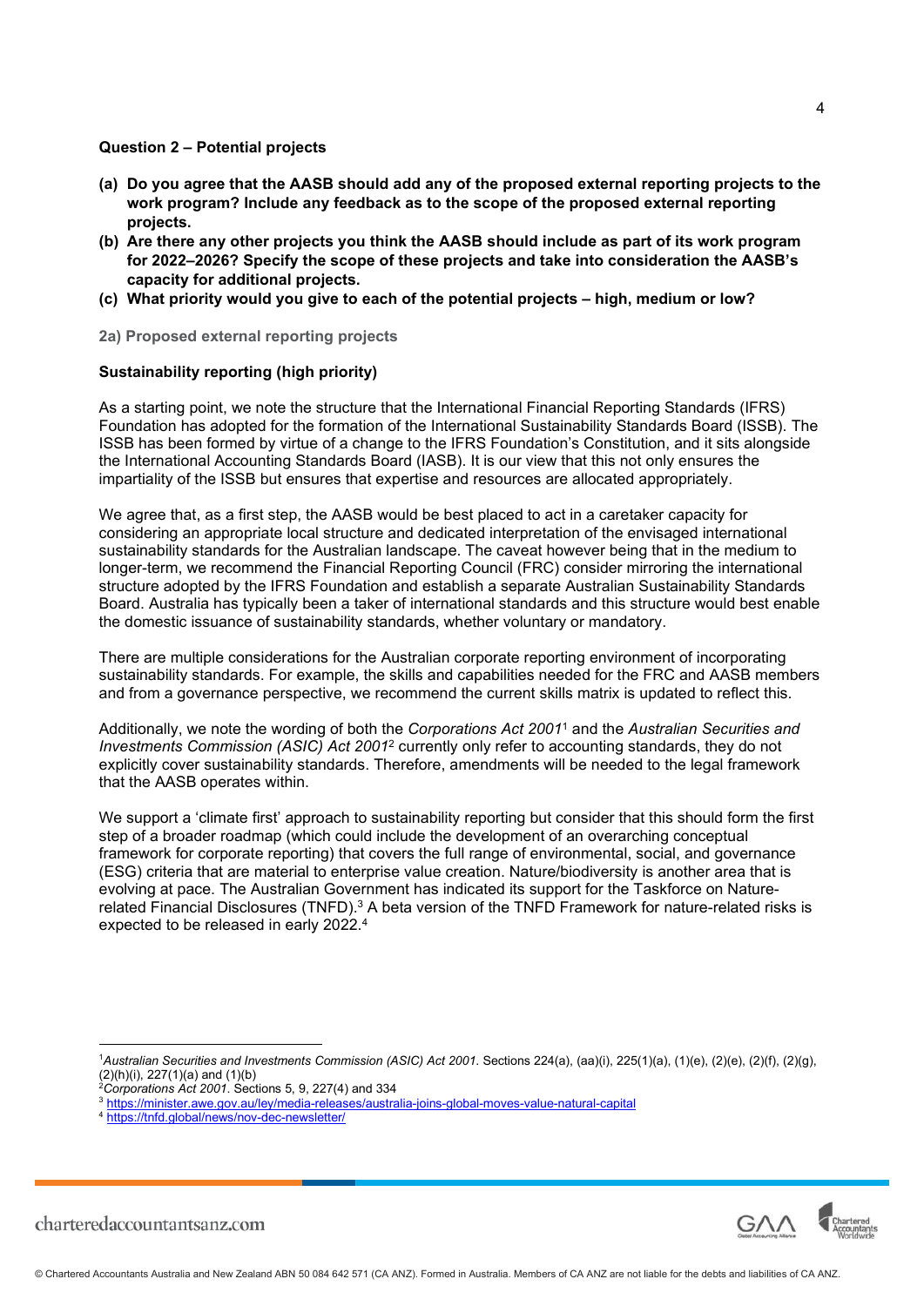### Question 2 – Potential projects

**(a) Do you agree that the AASB should add any of the proposed external reporting projects to the work program? Include any feedback as to the scope of the proposed external reporting projects.**

**(b) Are there any other projects you think the AASB should include as part of its work program for 2022–2026? Specify the scope of these projects and take into consideration the AASB's capacity for additional projects.**

**(c) What priority would you give to each of the potential projects – high, medium or low?**

#### 2a) Proposed external reporting projects

**Sustainability reporting (high priority)**

As a starting point, we note the structure that the International Financial Reporting Standards (IFRS) Foundation has adopted for the formation of the International Sustainability Standards Board (ISSB). The ISSB has been formed by virtue of a change to the IFRS Foundation's Constitution, and it sits alongside the International Accounting Standards Board (IASB). It is our view that this not only ensures the impartiality of the ISSB but ensures that expertise and resources are allocated appropriately.

We agree that, as a first step, the AASB would be best placed to act in a caretaker capacity for considering an appropriate local structure and dedicated interpretation of the envisaged international sustainability standards for the Australian landscape. The caveat however being that in the medium to longer-term, we recommend the Financial Reporting Council (FRC) consider mirroring the international structure adopted by the IFRS Foundation and establish a separate Australian Sustainability Standards Board. Australia has typically been a taker of international standards and this structure would best enable the domestic issuance of sustainability standards, whether voluntary or mandatory.

There are multiple considerations for the Australian corporate reporting environment of incorporating sustainability standards. For example, the skills and capabilities needed for the FRC and AASB members and from a governance perspective, we recommend the current skills matrix is updated to reflect this.

Additionally, we note the wording of both the *Corporations Act 2001*[1] and the *Australian Securities and Investments Commission (ASIC) Act 2001*[2] currently only refer to accounting standards, they do not explicitly cover sustainability standards. Therefore, amendments will be needed to the legal framework that the AASB operates within.

We support a 'climate first' approach to sustainability reporting but consider that this should form the first step of a broader roadmap (which could include the development of an overarching conceptual framework for corporate reporting) that covers the full range of environmental, social, and governance (ESG) criteria that are material to enterprise value creation. Nature/biodiversity is another area that is evolving at pace. The Australian Government has indicated its support for the Taskforce on Nature-related Financial Disclosures (TNFD).[3] A beta version of the TNFD Framework for nature-related risks is expected to be released in early 2022.[4]

---

[1] *Australian Securities and Investments Commission (ASIC) Act 2001.* Sections 224(a), (aa)(i), 225(1)(a), (1)(e), (2)(e), (2)(f), (2)(g), (2)(h)(i), 227(1)(a) and (1)(b)

[2] *Corporations Act 2001.* Sections 5, 9, 227(4) and 334

[3] https://minister.awe.gov.au/ley/media-releases/australia-joins-global-moves-value-natural-capital

[4] https://tnfd.global/news/nov-dec-newsletter/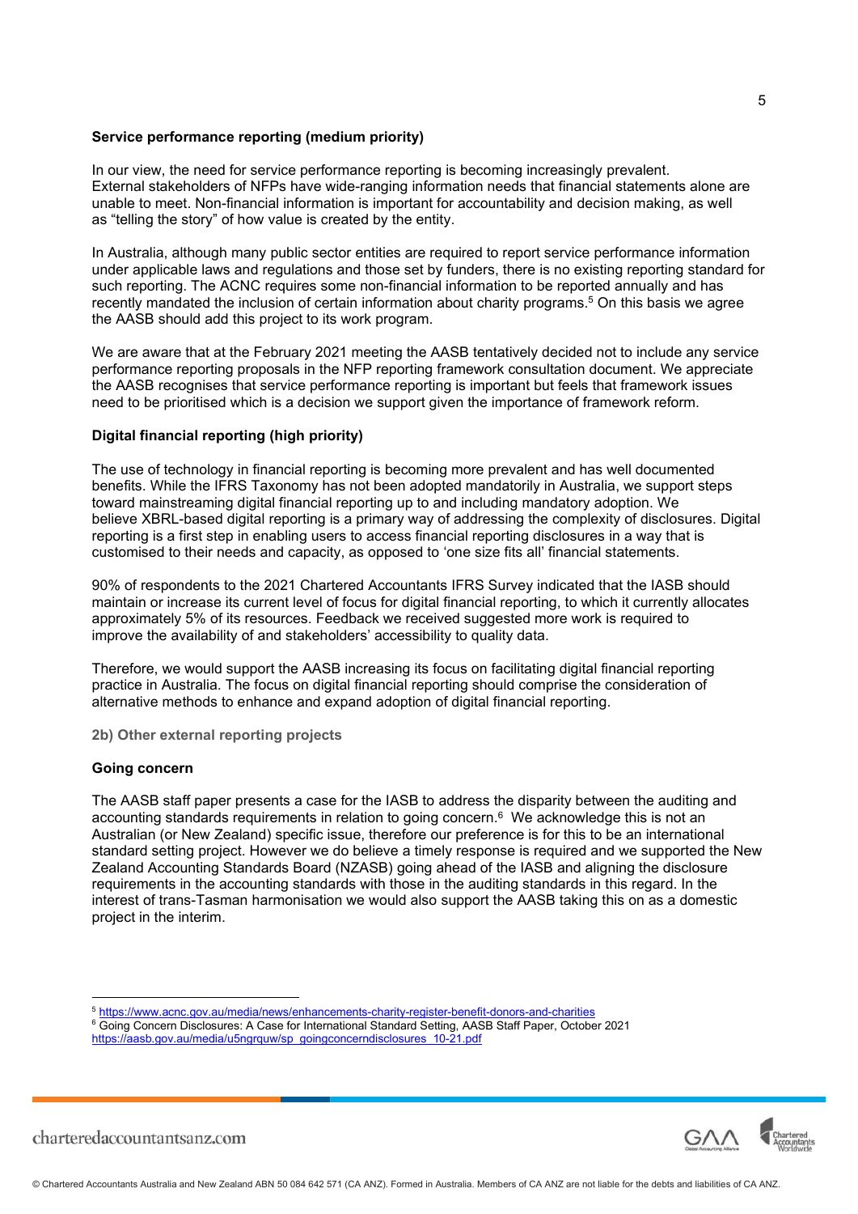**Service performance reporting (medium priority)**

In our view, the need for service performance reporting is becoming increasingly prevalent. External stakeholders of NFPs have wide-ranging information needs that financial statements alone are unable to meet. Non-financial information is important for accountability and decision making, as well as "telling the story" of how value is created by the entity.

In Australia, although many public sector entities are required to report service performance information under applicable laws and regulations and those set by funders, there is no existing reporting standard for such reporting. The ACNC requires some non-financial information to be reported annually and has recently mandated the inclusion of certain information about charity programs.[5] On this basis we agree the AASB should add this project to its work program.

We are aware that at the February 2021 meeting the AASB tentatively decided not to include any service performance reporting proposals in the NFP reporting framework consultation document. We appreciate the AASB recognises that service performance reporting is important but feels that framework issues need to be prioritised which is a decision we support given the importance of framework reform.

**Digital financial reporting (high priority)**

The use of technology in financial reporting is becoming more prevalent and has well documented benefits. While the IFRS Taxonomy has not been adopted mandatorily in Australia, we support steps toward mainstreaming digital financial reporting up to and including mandatory adoption. We believe XBRL-based digital reporting is a primary way of addressing the complexity of disclosures. Digital reporting is a first step in enabling users to access financial reporting disclosures in a way that is customised to their needs and capacity, as opposed to 'one size fits all' financial statements.

90% of respondents to the 2021 Chartered Accountants IFRS Survey indicated that the IASB should maintain or increase its current level of focus for digital financial reporting, to which it currently allocates approximately 5% of its resources. Feedback we received suggested more work is required to improve the availability of and stakeholders' accessibility to quality data.

Therefore, we would support the AASB increasing its focus on facilitating digital financial reporting practice in Australia. The focus on digital financial reporting should comprise the consideration of alternative methods to enhance and expand adoption of digital financial reporting.

### 2b) Other external reporting projects

**Going concern**

The AASB staff paper presents a case for the IASB to address the disparity between the auditing and accounting standards requirements in relation to going concern.[6] We acknowledge this is not an Australian (or New Zealand) specific issue, therefore our preference is for this to be an international standard setting project. However we do believe a timely response is required and we supported the New Zealand Accounting Standards Board (NZASB) going ahead of the IASB and aligning the disclosure requirements in the accounting standards with those in the auditing standards in this regard. In the interest of trans-Tasman harmonisation we would also support the AASB taking this on as a domestic project in the interim.

---

[5] https://www.acnc.gov.au/media/news/enhancements-charity-register-benefit-donors-and-charities

[6] Going Concern Disclosures: A Case for International Standard Setting, AASB Staff Paper, October 2021 https://aasb.gov.au/media/u5ngrquw/sp_goingconcerndisclosures_10-21.pdf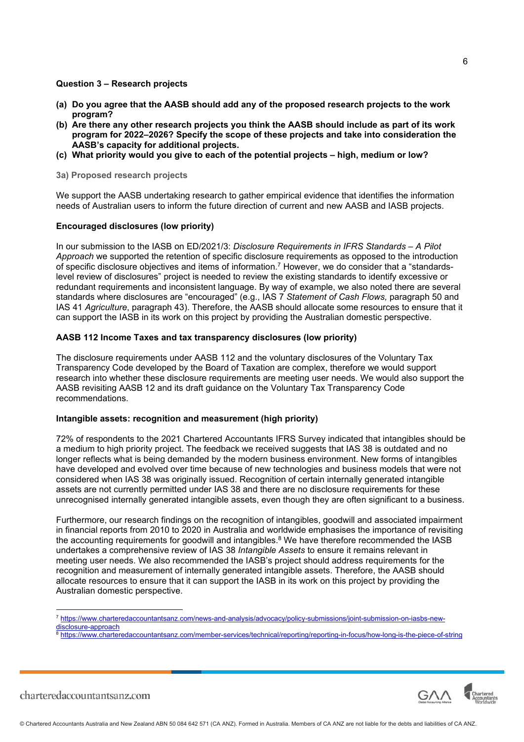**Question 3 – Research projects**

**(a) Do you agree that the AASB should add any of the proposed research projects to the work program?**

**(b) Are there any other research projects you think the AASB should include as part of its work program for 2022–2026? Specify the scope of these projects and take into consideration the AASB's capacity for additional projects.**

**(c) What priority would you give to each of the potential projects – high, medium or low?**

**3a) Proposed research projects**

We support the AASB undertaking research to gather empirical evidence that identifies the information needs of Australian users to inform the future direction of current and new AASB and IASB projects.

**Encouraged disclosures (low priority)**

In our submission to the IASB on ED/2021/3: *Disclosure Requirements in IFRS Standards – A Pilot Approach* we supported the retention of specific disclosure requirements as opposed to the introduction of specific disclosure objectives and items of information.[7] However, we do consider that a "standards-level review of disclosures" project is needed to review the existing standards to identify excessive or redundant requirements and inconsistent language. By way of example, we also noted there are several standards where disclosures are "encouraged" (e.g., IAS 7 *Statement of Cash Flows,* paragraph 50 and IAS 41 *Agriculture*, paragraph 43). Therefore, the AASB should allocate some resources to ensure that it can support the IASB in its work on this project by providing the Australian domestic perspective.

**AASB 112 Income Taxes and tax transparency disclosures (low priority)**

The disclosure requirements under AASB 112 and the voluntary disclosures of the Voluntary Tax Transparency Code developed by the Board of Taxation are complex, therefore we would support research into whether these disclosure requirements are meeting user needs. We would also support the AASB revisiting AASB 12 and its draft guidance on the Voluntary Tax Transparency Code recommendations.

**Intangible assets: recognition and measurement (high priority)**

72% of respondents to the 2021 Chartered Accountants IFRS Survey indicated that intangibles should be a medium to high priority project. The feedback we received suggests that IAS 38 is outdated and no longer reflects what is being demanded by the modern business environment. New forms of intangibles have developed and evolved over time because of new technologies and business models that were not considered when IAS 38 was originally issued. Recognition of certain internally generated intangible assets are not currently permitted under IAS 38 and there are no disclosure requirements for these unrecognised internally generated intangible assets, even though they are often significant to a business.

Furthermore, our research findings on the recognition of intangibles, goodwill and associated impairment in financial reports from 2010 to 2020 in Australia and worldwide emphasises the importance of revisiting the accounting requirements for goodwill and intangibles.[8] We have therefore recommended the IASB undertakes a comprehensive review of IAS 38 *Intangible Assets* to ensure it remains relevant in meeting user needs. We also recommended the IASB's project should address requirements for the recognition and measurement of internally generated intangible assets. Therefore, the AASB should allocate resources to ensure that it can support the IASB in its work on this project by providing the Australian domestic perspective.

---

[7] https://www.charteredaccountantsanz.com/news-and-analysis/advocacy/policy-submissions/joint-submission-on-iasbs-new-disclosure-approach

[8] https://www.charteredaccountantsanz.com/member-services/technical/reporting/reporting-in-focus/how-long-is-the-piece-of-string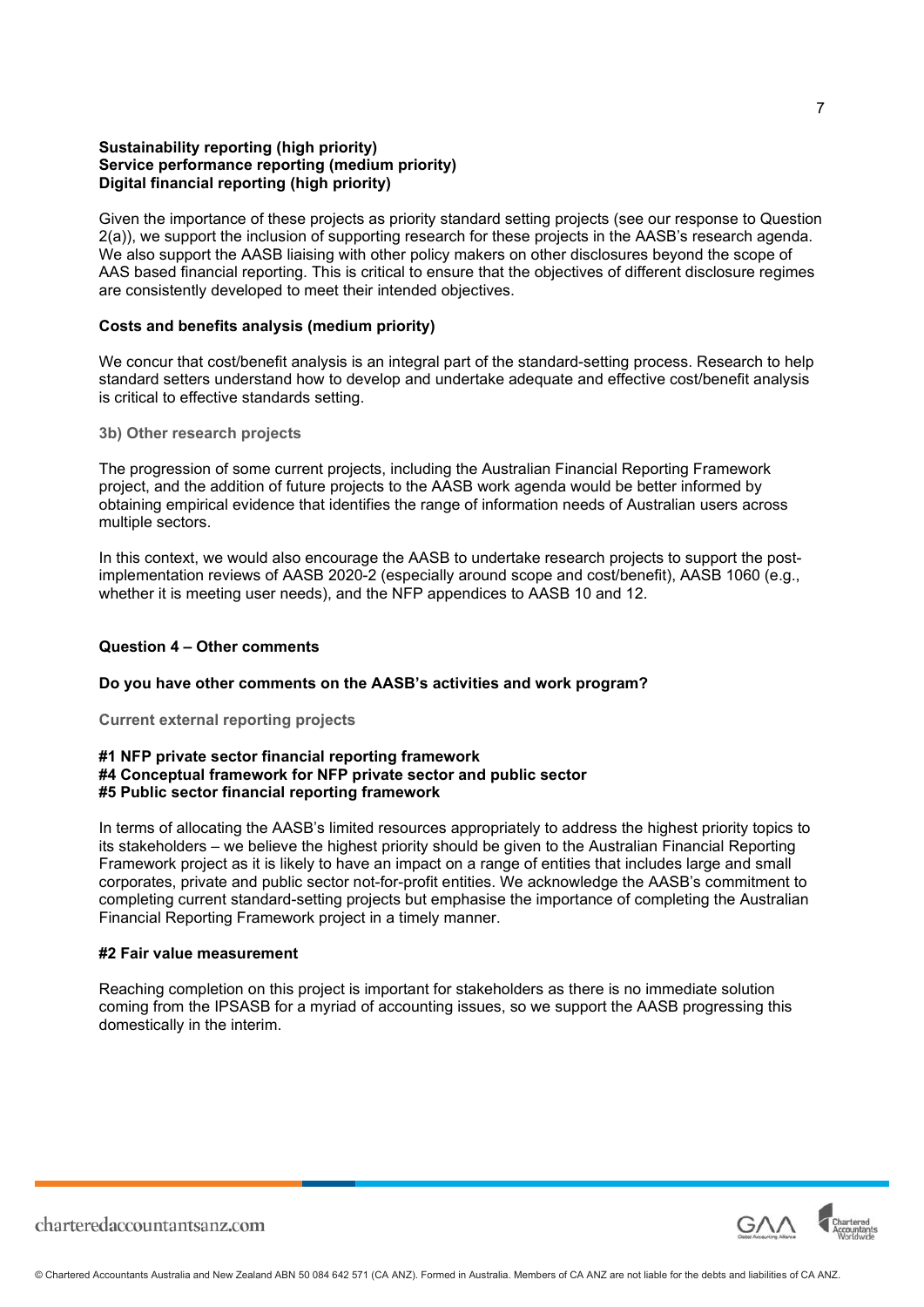**Sustainability reporting (high priority)**
**Service performance reporting (medium priority)**
**Digital financial reporting (high priority)**

Given the importance of these projects as priority standard setting projects (see our response to Question 2(a)), we support the inclusion of supporting research for these projects in the AASB's research agenda. We also support the AASB liaising with other policy makers on other disclosures beyond the scope of AAS based financial reporting. This is critical to ensure that the objectives of different disclosure regimes are consistently developed to meet their intended objectives.

**Costs and benefits analysis (medium priority)**

We concur that cost/benefit analysis is an integral part of the standard-setting process. Research to help standard setters understand how to develop and undertake adequate and effective cost/benefit analysis is critical to effective standards setting.

### 3b) Other research projects

The progression of some current projects, including the Australian Financial Reporting Framework project, and the addition of future projects to the AASB work agenda would be better informed by obtaining empirical evidence that identifies the range of information needs of Australian users across multiple sectors.

In this context, we would also encourage the AASB to undertake research projects to support the post-implementation reviews of AASB 2020-2 (especially around scope and cost/benefit), AASB 1060 (e.g., whether it is meeting user needs), and the NFP appendices to AASB 10 and 12.

## Question 4 – Other comments

**Do you have other comments on the AASB's activities and work program?**

### Current external reporting projects

**#1 NFP private sector financial reporting framework**
**#4 Conceptual framework for NFP private sector and public sector**
**#5 Public sector financial reporting framework**

In terms of allocating the AASB's limited resources appropriately to address the highest priority topics to its stakeholders – we believe the highest priority should be given to the Australian Financial Reporting Framework project as it is likely to have an impact on a range of entities that includes large and small corporates, private and public sector not-for-profit entities. We acknowledge the AASB's commitment to completing current standard-setting projects but emphasise the importance of completing the Australian Financial Reporting Framework project in a timely manner.

**#2 Fair value measurement**

Reaching completion on this project is important for stakeholders as there is no immediate solution coming from the IPSASB for a myriad of accounting issues, so we support the AASB progressing this domestically in the interim.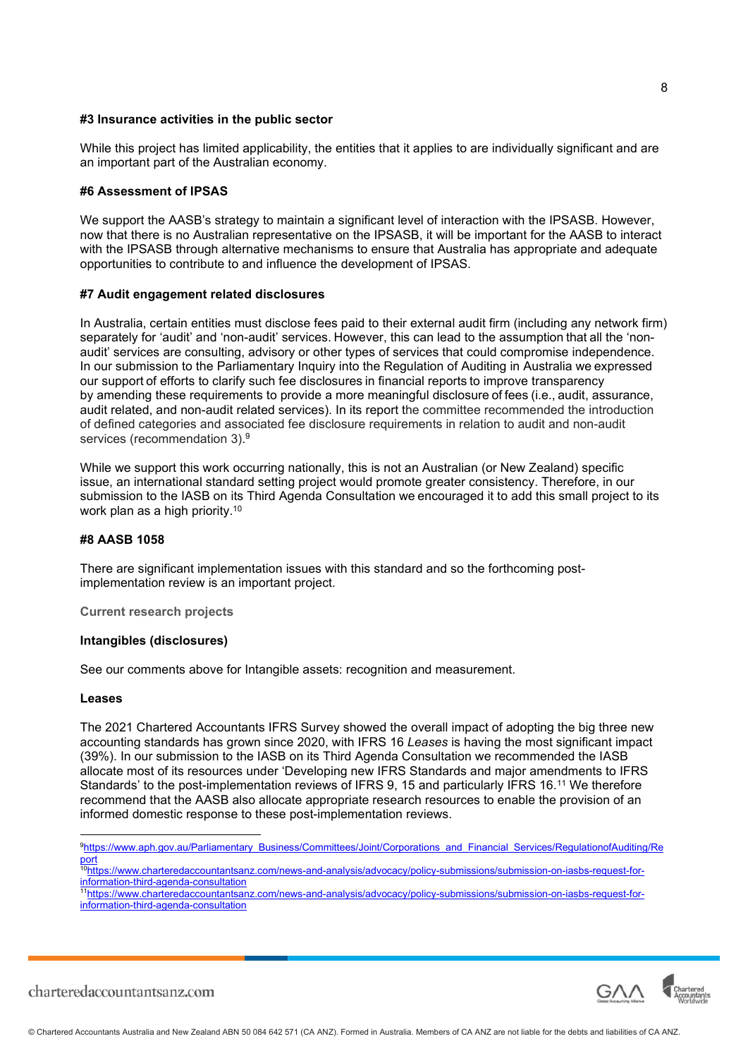**#3 Insurance activities in the public sector**

While this project has limited applicability, the entities that it applies to are individually significant and are an important part of the Australian economy.

**#6 Assessment of IPSAS**

We support the AASB's strategy to maintain a significant level of interaction with the IPSASB. However, now that there is no Australian representative on the IPSASB, it will be important for the AASB to interact with the IPSASB through alternative mechanisms to ensure that Australia has appropriate and adequate opportunities to contribute to and influence the development of IPSAS.

**#7 Audit engagement related disclosures**

In Australia, certain entities must disclose fees paid to their external audit firm (including any network firm) separately for 'audit' and 'non-audit' services. However, this can lead to the assumption that all the 'non-audit' services are consulting, advisory or other types of services that could compromise independence. In our submission to the Parliamentary Inquiry into the Regulation of Auditing in Australia we expressed our support of efforts to clarify such fee disclosures in financial reports to improve transparency by amending these requirements to provide a more meaningful disclosure of fees (i.e., audit, assurance, audit related, and non-audit related services). In its report the committee recommended the introduction of defined categories and associated fee disclosure requirements in relation to audit and non-audit services (recommendation 3).[9]

While we support this work occurring nationally, this is not an Australian (or New Zealand) specific issue, an international standard setting project would promote greater consistency. Therefore, in our submission to the IASB on its Third Agenda Consultation we encouraged it to add this small project to its work plan as a high priority.[10]

**#8 AASB 1058**

There are significant implementation issues with this standard and so the forthcoming post-implementation review is an important project.

**Current research projects**

**Intangibles (disclosures)**

See our comments above for Intangible assets: recognition and measurement.

**Leases**

The 2021 Chartered Accountants IFRS Survey showed the overall impact of adopting the big three new accounting standards has grown since 2020, with IFRS 16 *Leases* is having the most significant impact (39%). In our submission to the IASB on its Third Agenda Consultation we recommended the IASB allocate most of its resources under 'Developing new IFRS Standards and major amendments to IFRS Standards' to the post-implementation reviews of IFRS 9, 15 and particularly IFRS 16.[11] We therefore recommend that the AASB also allocate appropriate research resources to enable the provision of an informed domestic response to these post-implementation reviews.

---

[9] https://www.aph.gov.au/Parliamentary_Business/Committees/Joint/Corporations_and_Financial_Services/RegulationofAuditing/Report

[10] https://www.charteredaccountantsanz.com/news-and-analysis/advocacy/policy-submissions/submission-on-iasbs-request-for-information-third-agenda-consultation

[11] https://www.charteredaccountantsanz.com/news-and-analysis/advocacy/policy-submissions/submission-on-iasbs-request-for-information-third-agenda-consultation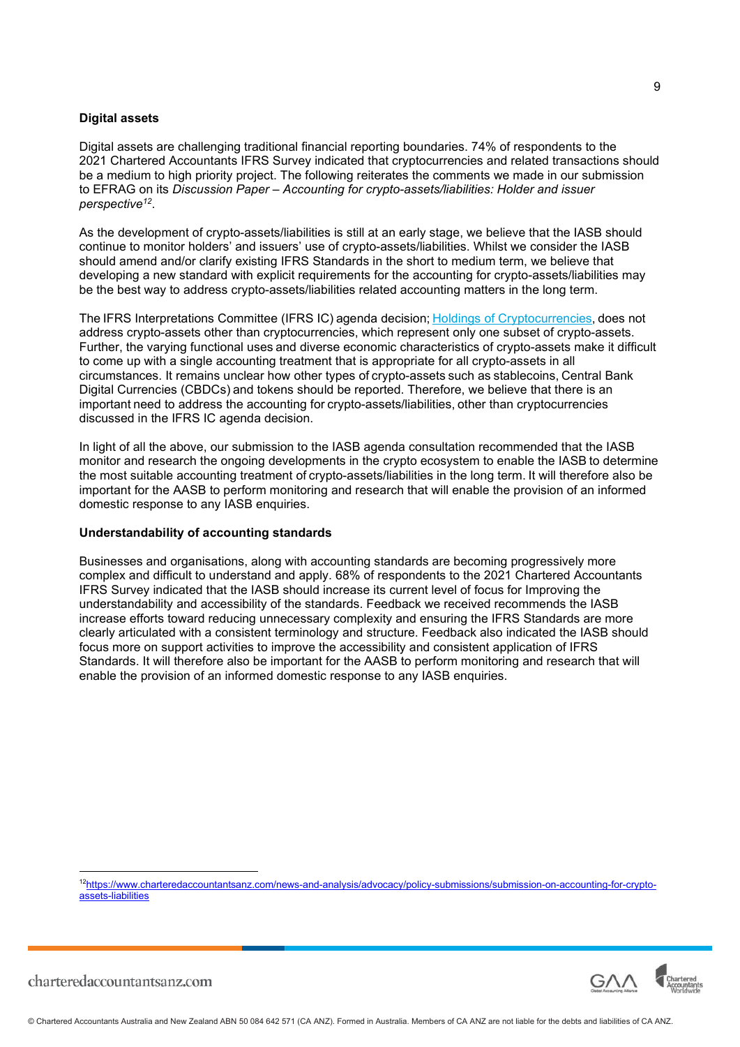**Digital assets**

Digital assets are challenging traditional financial reporting boundaries. 74% of respondents to the 2021 Chartered Accountants IFRS Survey indicated that cryptocurrencies and related transactions should be a medium to high priority project. The following reiterates the comments we made in our submission to EFRAG on its *Discussion Paper – Accounting for crypto-assets/liabilities: Holder and issuer perspective*[12].

As the development of crypto-assets/liabilities is still at an early stage, we believe that the IASB should continue to monitor holders' and issuers' use of crypto-assets/liabilities. Whilst we consider the IASB should amend and/or clarify existing IFRS Standards in the short to medium term, we believe that developing a new standard with explicit requirements for the accounting for crypto-assets/liabilities may be the best way to address crypto-assets/liabilities related accounting matters in the long term.

The IFRS Interpretations Committee (IFRS IC) agenda decision; [Holdings of Cryptocurrencies](), does not address crypto-assets other than cryptocurrencies, which represent only one subset of crypto-assets. Further, the varying functional uses and diverse economic characteristics of crypto-assets make it difficult to come up with a single accounting treatment that is appropriate for all crypto-assets in all circumstances. It remains unclear how other types of crypto-assets such as stablecoins, Central Bank Digital Currencies (CBDCs) and tokens should be reported. Therefore, we believe that there is an important need to address the accounting for crypto-assets/liabilities, other than cryptocurrencies discussed in the IFRS IC agenda decision.

In light of all the above, our submission to the IASB agenda consultation recommended that the IASB monitor and research the ongoing developments in the crypto ecosystem to enable the IASB to determine the most suitable accounting treatment of crypto-assets/liabilities in the long term. It will therefore also be important for the AASB to perform monitoring and research that will enable the provision of an informed domestic response to any IASB enquiries.

**Understandability of accounting standards**

Businesses and organisations, along with accounting standards are becoming progressively more complex and difficult to understand and apply. 68% of respondents to the 2021 Chartered Accountants IFRS Survey indicated that the IASB should increase its current level of focus for Improving the understandability and accessibility of the standards. Feedback we received recommends the IASB increase efforts toward reducing unnecessary complexity and ensuring the IFRS Standards are more clearly articulated with a consistent terminology and structure. Feedback also indicated the IASB should focus more on support activities to improve the accessibility and consistent application of IFRS Standards. It will therefore also be important for the AASB to perform monitoring and research that will enable the provision of an informed domestic response to any IASB enquiries.

---

[12] https://www.charteredaccountantsanz.com/news-and-analysis/advocacy/policy-submissions/submission-on-accounting-for-crypto-assets-liabilities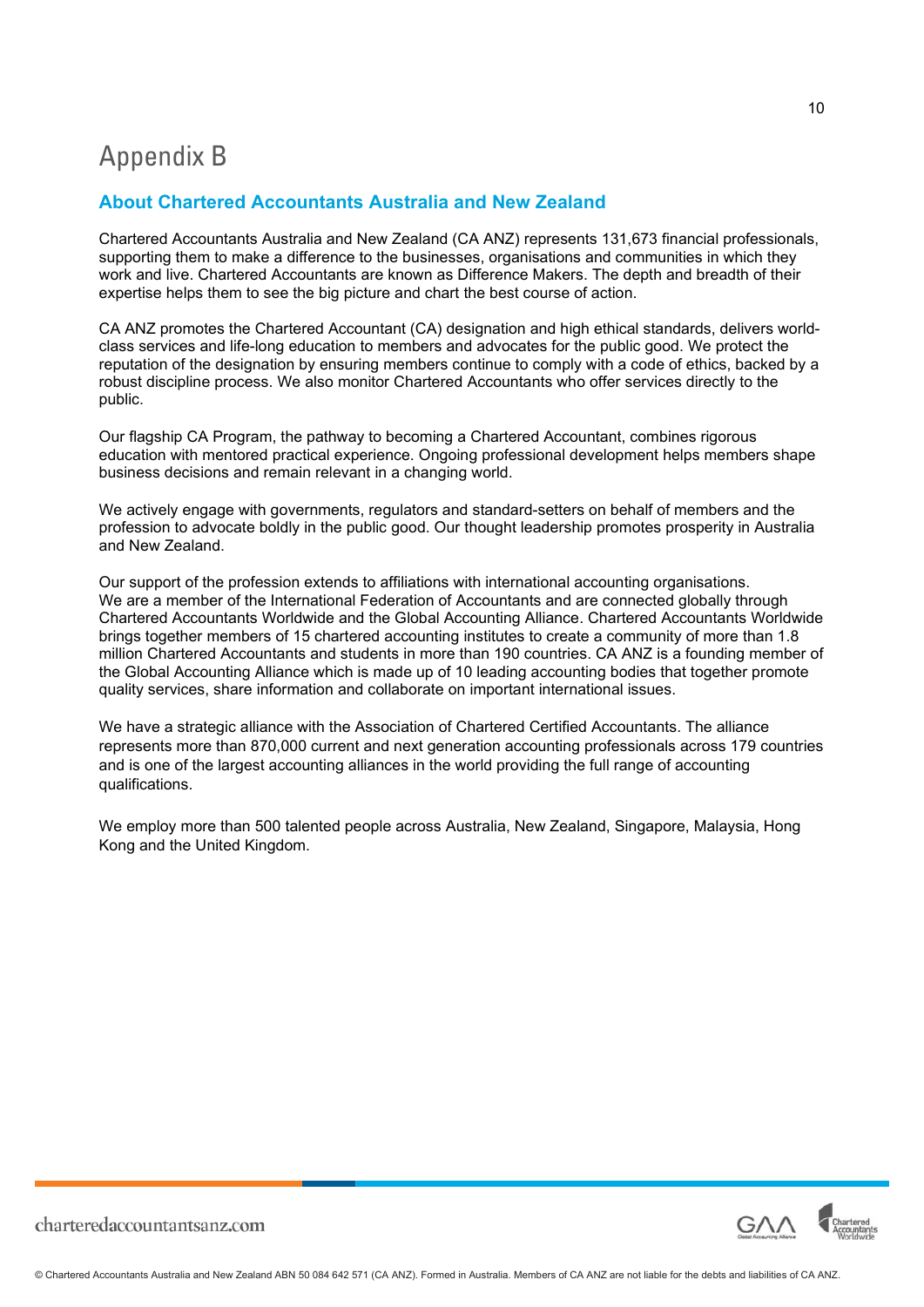# Appendix B

## About Chartered Accountants Australia and New Zealand

Chartered Accountants Australia and New Zealand (CA ANZ) represents 131,673 financial professionals, supporting them to make a difference to the businesses, organisations and communities in which they work and live. Chartered Accountants are known as Difference Makers. The depth and breadth of their expertise helps them to see the big picture and chart the best course of action.

CA ANZ promotes the Chartered Accountant (CA) designation and high ethical standards, delivers world-class services and life-long education to members and advocates for the public good. We protect the reputation of the designation by ensuring members continue to comply with a code of ethics, backed by a robust discipline process. We also monitor Chartered Accountants who offer services directly to the public.

Our flagship CA Program, the pathway to becoming a Chartered Accountant, combines rigorous education with mentored practical experience. Ongoing professional development helps members shape business decisions and remain relevant in a changing world.

We actively engage with governments, regulators and standard-setters on behalf of members and the profession to advocate boldly in the public good. Our thought leadership promotes prosperity in Australia and New Zealand.

Our support of the profession extends to affiliations with international accounting organisations. We are a member of the International Federation of Accountants and are connected globally through Chartered Accountants Worldwide and the Global Accounting Alliance. Chartered Accountants Worldwide brings together members of 15 chartered accounting institutes to create a community of more than 1.8 million Chartered Accountants and students in more than 190 countries. CA ANZ is a founding member of the Global Accounting Alliance which is made up of 10 leading accounting bodies that together promote quality services, share information and collaborate on important international issues.

We have a strategic alliance with the Association of Chartered Certified Accountants. The alliance represents more than 870,000 current and next generation accounting professionals across 179 countries and is one of the largest accounting alliances in the world providing the full range of accounting qualifications.

We employ more than 500 talented people across Australia, New Zealand, Singapore, Malaysia, Hong Kong and the United Kingdom.